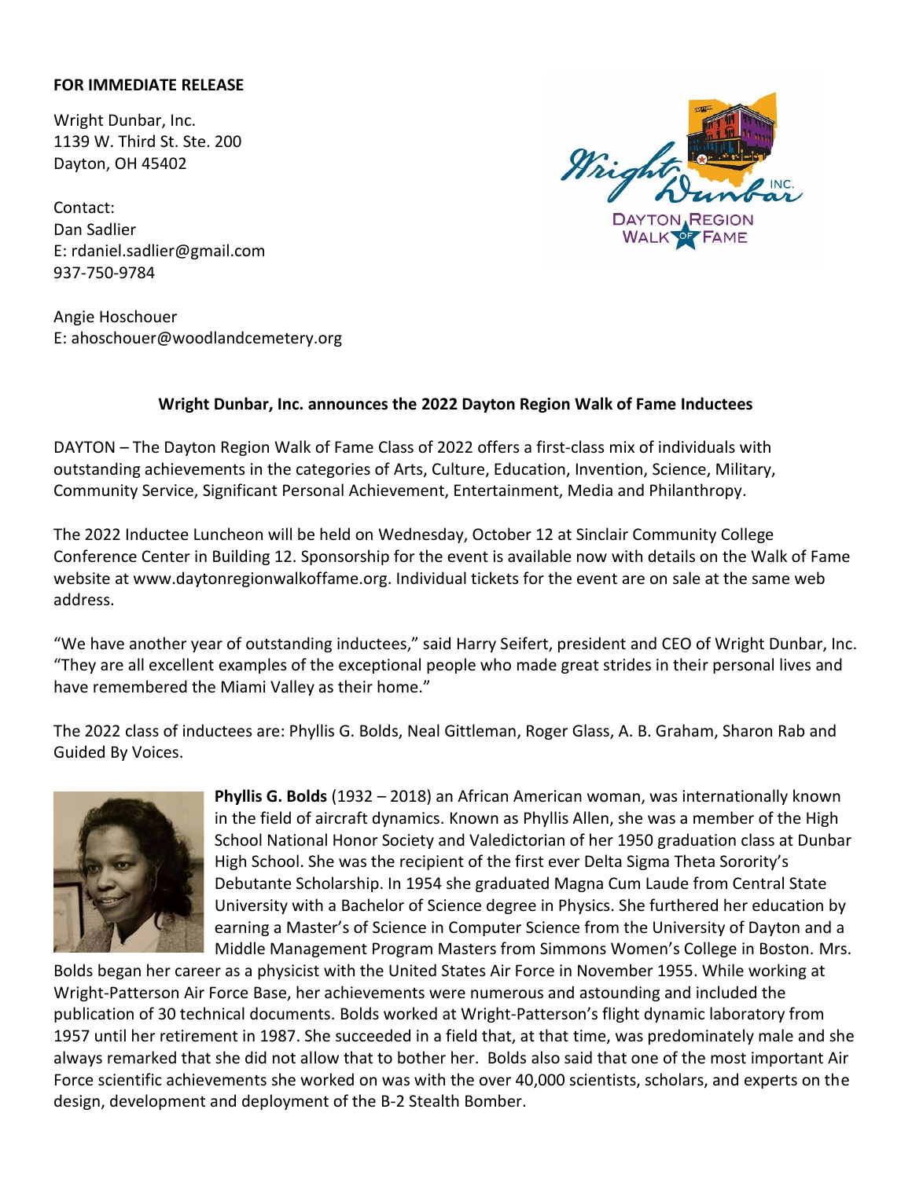**FOR IMMEDIATE RELEASE**

Wright Dunbar, Inc.
1139 W. Third St. Ste. 200
Dayton, OH 45402

Contact:
Dan Sadlier
E: rdaniel.sadlier@gmail.com
937-750-9784

Angie Hoschouer
E: ahoschouer@woodlandcemetery.org

**Wright Dunbar, Inc. announces the 2022 Dayton Region Walk of Fame Inductees**

DAYTON – The Dayton Region Walk of Fame Class of 2022 offers a first-class mix of individuals with outstanding achievements in the categories of Arts, Culture, Education, Invention, Science, Military, Community Service, Significant Personal Achievement, Entertainment, Media and Philanthropy.

The 2022 Inductee Luncheon will be held on Wednesday, October 12 at Sinclair Community College Conference Center in Building 12. Sponsorship for the event is available now with details on the Walk of Fame website at www.daytonregionwalkoffame.org. Individual tickets for the event are on sale at the same web address.

"We have another year of outstanding inductees," said Harry Seifert, president and CEO of Wright Dunbar, Inc. "They are all excellent examples of the exceptional people who made great strides in their personal lives and have remembered the Miami Valley as their home."

The 2022 class of inductees are: Phyllis G. Bolds, Neal Gittleman, Roger Glass, A. B. Graham, Sharon Rab and Guided By Voices.

**Phyllis G. Bolds** (1932 – 2018) an African American woman, was internationally known in the field of aircraft dynamics. Known as Phyllis Allen, she was a member of the High School National Honor Society and Valedictorian of her 1950 graduation class at Dunbar High School. She was the recipient of the first ever Delta Sigma Theta Sorority's Debutante Scholarship. In 1954 she graduated Magna Cum Laude from Central State University with a Bachelor of Science degree in Physics. She furthered her education by earning a Master's of Science in Computer Science from the University of Dayton and a Middle Management Program Masters from Simmons Women's College in Boston. Mrs. Bolds began her career as a physicist with the United States Air Force in November 1955. While working at Wright-Patterson Air Force Base, her achievements were numerous and astounding and included the publication of 30 technical documents. Bolds worked at Wright-Patterson's flight dynamic laboratory from 1957 until her retirement in 1987. She succeeded in a field that, at that time, was predominately male and she always remarked that she did not allow that to bother her. Bolds also said that one of the most important Air Force scientific achievements she worked on was with the over 40,000 scientists, scholars, and experts on the design, development and deployment of the B-2 Stealth Bomber.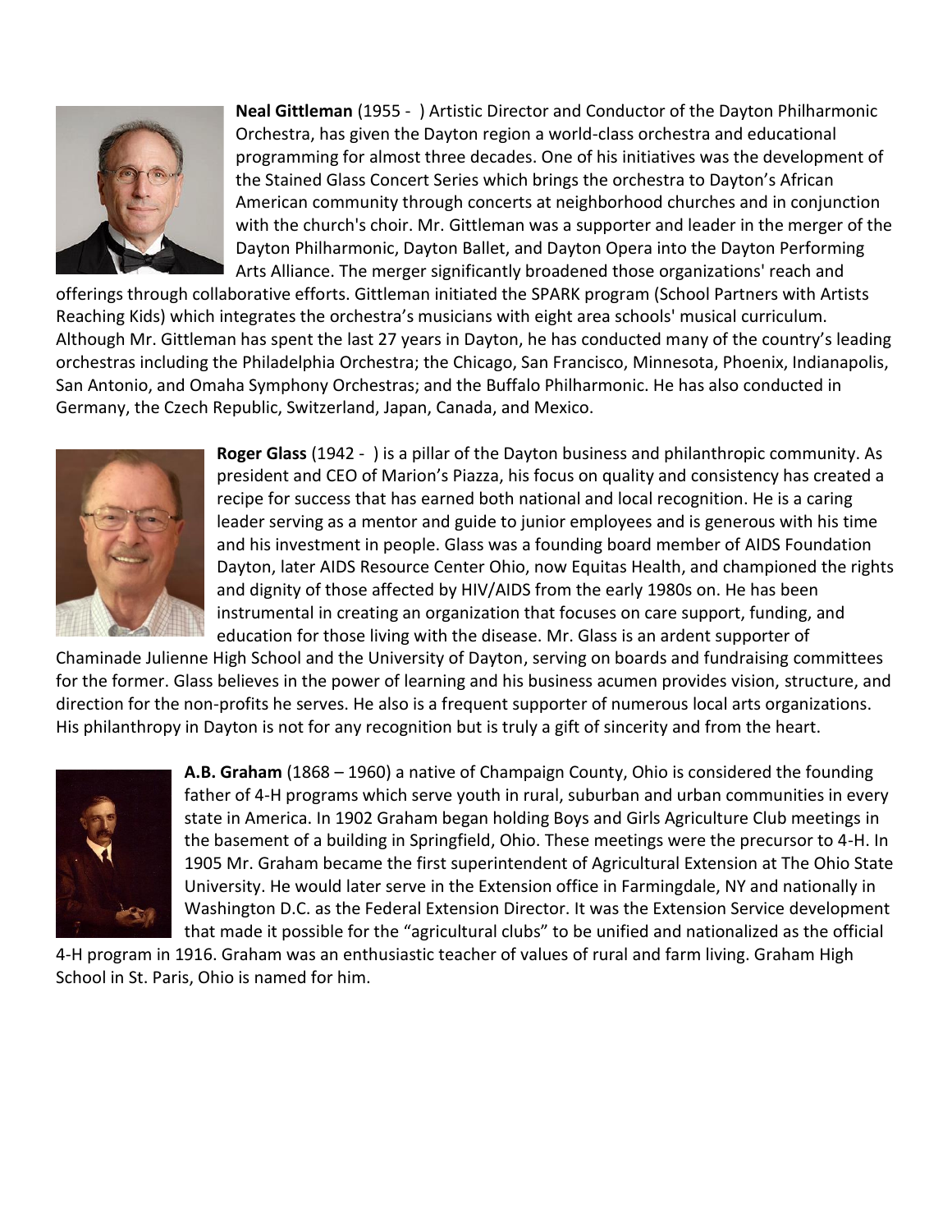**Neal Gittleman** (1955 - ) Artistic Director and Conductor of the Dayton Philharmonic Orchestra, has given the Dayton region a world-class orchestra and educational programming for almost three decades. One of his initiatives was the development of the Stained Glass Concert Series which brings the orchestra to Dayton's African American community through concerts at neighborhood churches and in conjunction with the church's choir. Mr. Gittleman was a supporter and leader in the merger of the Dayton Philharmonic, Dayton Ballet, and Dayton Opera into the Dayton Performing Arts Alliance. The merger significantly broadened those organizations' reach and offerings through collaborative efforts. Gittleman initiated the SPARK program (School Partners with Artists Reaching Kids) which integrates the orchestra's musicians with eight area schools' musical curriculum. Although Mr. Gittleman has spent the last 27 years in Dayton, he has conducted many of the country's leading orchestras including the Philadelphia Orchestra; the Chicago, San Francisco, Minnesota, Phoenix, Indianapolis, San Antonio, and Omaha Symphony Orchestras; and the Buffalo Philharmonic. He has also conducted in Germany, the Czech Republic, Switzerland, Japan, Canada, and Mexico.

**Roger Glass** (1942 - ) is a pillar of the Dayton business and philanthropic community. As president and CEO of Marion's Piazza, his focus on quality and consistency has created a recipe for success that has earned both national and local recognition. He is a caring leader serving as a mentor and guide to junior employees and is generous with his time and his investment in people. Glass was a founding board member of AIDS Foundation Dayton, later AIDS Resource Center Ohio, now Equitas Health, and championed the rights and dignity of those affected by HIV/AIDS from the early 1980s on. He has been instrumental in creating an organization that focuses on care support, funding, and education for those living with the disease. Mr. Glass is an ardent supporter of Chaminade Julienne High School and the University of Dayton, serving on boards and fundraising committees for the former. Glass believes in the power of learning and his business acumen provides vision, structure, and direction for the non-profits he serves. He also is a frequent supporter of numerous local arts organizations. His philanthropy in Dayton is not for any recognition but is truly a gift of sincerity and from the heart.

**A.B. Graham** (1868 – 1960) a native of Champaign County, Ohio is considered the founding father of 4-H programs which serve youth in rural, suburban and urban communities in every state in America. In 1902 Graham began holding Boys and Girls Agriculture Club meetings in the basement of a building in Springfield, Ohio. These meetings were the precursor to 4-H. In 1905 Mr. Graham became the first superintendent of Agricultural Extension at The Ohio State University. He would later serve in the Extension office in Farmingdale, NY and nationally in Washington D.C. as the Federal Extension Director. It was the Extension Service development that made it possible for the "agricultural clubs" to be unified and nationalized as the official 4-H program in 1916. Graham was an enthusiastic teacher of values of rural and farm living. Graham High School in St. Paris, Ohio is named for him.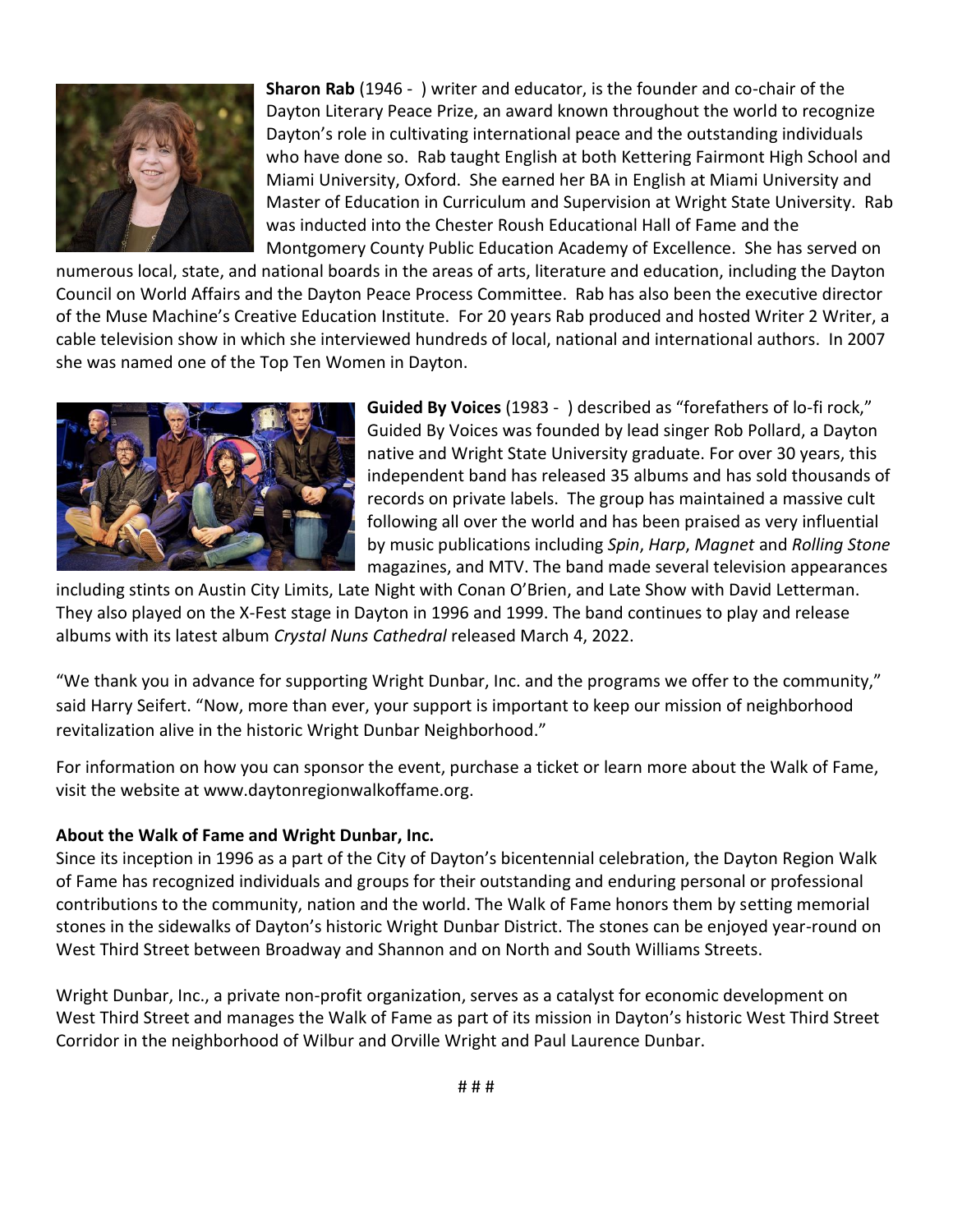**Sharon Rab** (1946 - ) writer and educator, is the founder and co-chair of the Dayton Literary Peace Prize, an award known throughout the world to recognize Dayton's role in cultivating international peace and the outstanding individuals who have done so. Rab taught English at both Kettering Fairmont High School and Miami University, Oxford. She earned her BA in English at Miami University and Master of Education in Curriculum and Supervision at Wright State University. Rab was inducted into the Chester Roush Educational Hall of Fame and the Montgomery County Public Education Academy of Excellence. She has served on numerous local, state, and national boards in the areas of arts, literature and education, including the Dayton Council on World Affairs and the Dayton Peace Process Committee. Rab has also been the executive director of the Muse Machine's Creative Education Institute. For 20 years Rab produced and hosted Writer 2 Writer, a cable television show in which she interviewed hundreds of local, national and international authors. In 2007 she was named one of the Top Ten Women in Dayton.

**Guided By Voices** (1983 - ) described as "forefathers of lo-fi rock," Guided By Voices was founded by lead singer Rob Pollard, a Dayton native and Wright State University graduate. For over 30 years, this independent band has released 35 albums and has sold thousands of records on private labels. The group has maintained a massive cult following all over the world and has been praised as very influential by music publications including *Spin*, *Harp*, *Magnet* and *Rolling Stone* magazines, and MTV. The band made several television appearances including stints on Austin City Limits, Late Night with Conan O'Brien, and Late Show with David Letterman. They also played on the X-Fest stage in Dayton in 1996 and 1999. The band continues to play and release albums with its latest album *Crystal Nuns Cathedral* released March 4, 2022.

"We thank you in advance for supporting Wright Dunbar, Inc. and the programs we offer to the community," said Harry Seifert. "Now, more than ever, your support is important to keep our mission of neighborhood revitalization alive in the historic Wright Dunbar Neighborhood."

For information on how you can sponsor the event, purchase a ticket or learn more about the Walk of Fame, visit the website at www.daytonregionwalkoffame.org.

**About the Walk of Fame and Wright Dunbar, Inc.**

Since its inception in 1996 as a part of the City of Dayton's bicentennial celebration, the Dayton Region Walk of Fame has recognized individuals and groups for their outstanding and enduring personal or professional contributions to the community, nation and the world. The Walk of Fame honors them by setting memorial stones in the sidewalks of Dayton's historic Wright Dunbar District. The stones can be enjoyed year-round on West Third Street between Broadway and Shannon and on North and South Williams Streets.

Wright Dunbar, Inc., a private non-profit organization, serves as a catalyst for economic development on West Third Street and manages the Walk of Fame as part of its mission in Dayton's historic West Third Street Corridor in the neighborhood of Wilbur and Orville Wright and Paul Laurence Dunbar.

# # #